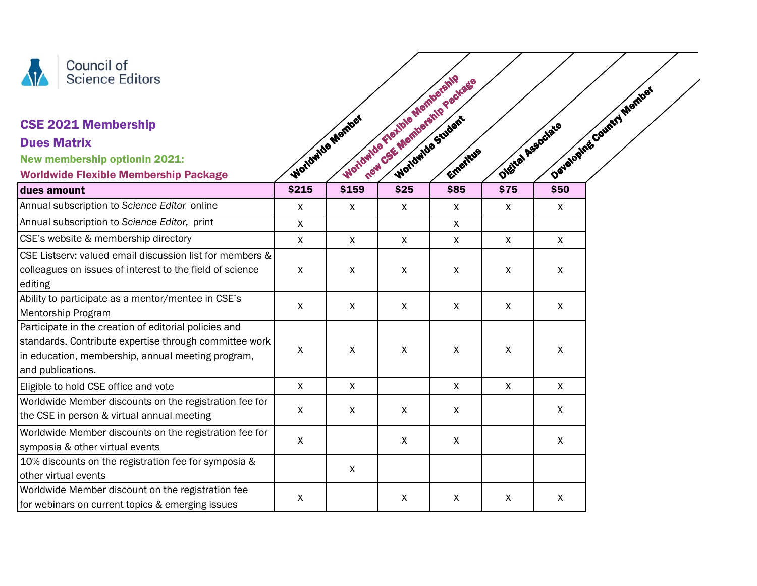Council of Science Editors

# CSE 2021 Membership

# Dues Matrix

**New membership optionin 2021:**

**Worldwide Flexible Membership Package**

| | Worldwide Member | Worldwide Flexible Membership new CSE Membership Package | Worldwide Student | Emeritus | Digital Associate | Developing Country Member |
|---|---|---|---|---|---|---|
| **dues amount** | **$215** | **$159** | **$25** | **$85** | **$75** | **$50** |
| Annual subscription to *Science Editor* online | x | x | x | x | x | x |
| Annual subscription to *Science Editor,* print | x | | | x | | |
| CSE's website & membership directory | x | x | x | x | x | x |
| CSE Listserv: valued email discussion list for members & colleagues on issues of interest to the field of science editing | x | x | x | x | x | x |
| Ability to participate as a mentor/mentee in CSE's Mentorship Program | x | x | x | x | x | x |
| Participate in the creation of editorial policies and standards. Contribute expertise through committee work in education, membership, annual meeting program, and publications. | x | x | x | x | x | x |
| Eligible to hold CSE office and vote | x | x | | x | x | x |
| Worldwide Member discounts on the registration fee for the CSE in person & virtual annual meeting | x | x | x | x | | X |
| Worldwide Member discounts on the registration fee for symposia & other virtual events | x | | x | x | | x |
| 10% discounts on the registration fee for symposia & other virtual events | | x | | | | |
| Worldwide Member discount on the registration fee for webinars on current topics & emerging issues | x | | x | x | x | x |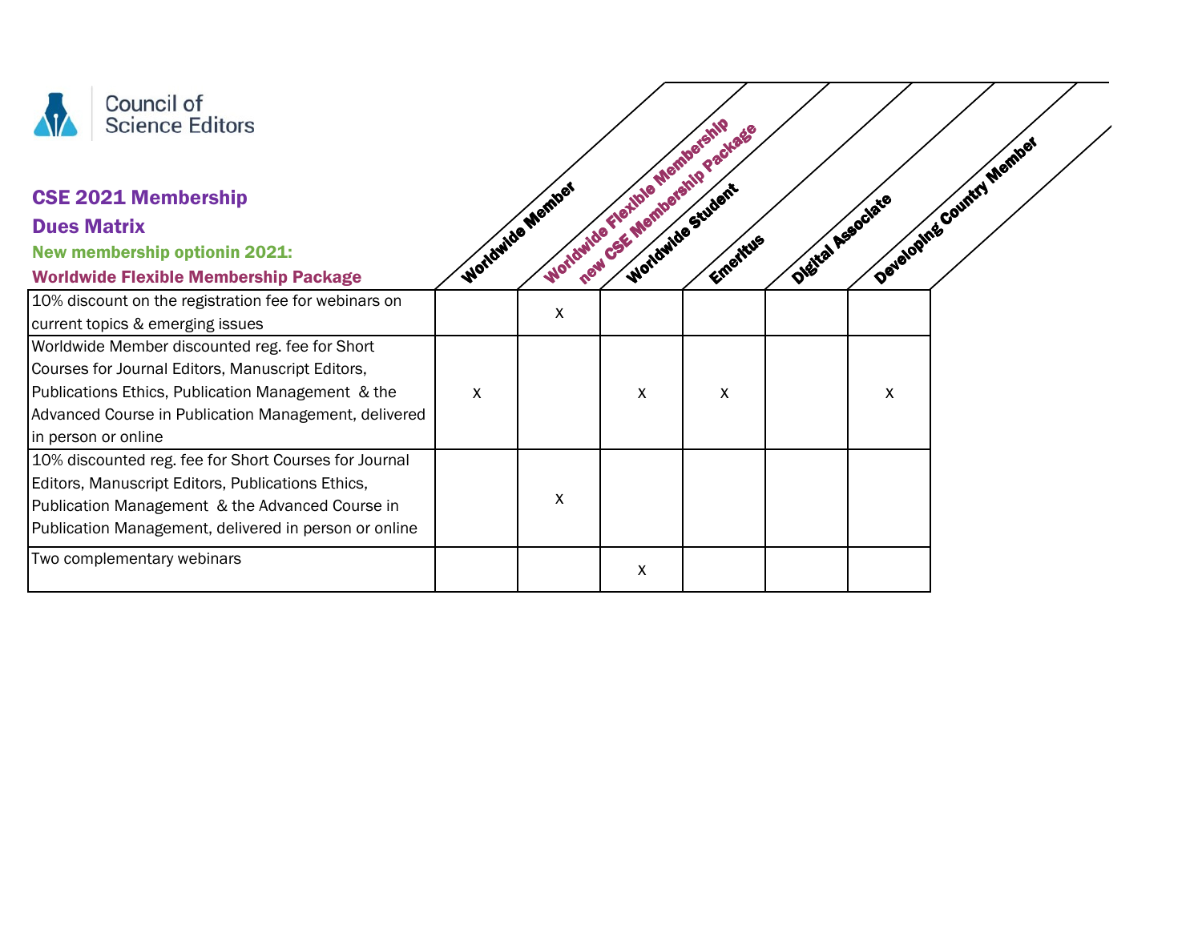Council of Science Editors

## CSE 2021 Membership

## Dues Matrix

**New membership optionin 2021:**

**Worldwide Flexible Membership Package**

| | Worldwide Member | Worldwide Flexible Membership new CSE Membership Package | Worldwide Student | Emeritus | Digital Associate | Developing Country Member |
|---|---|---|---|---|---|---|
| 10% discount on the registration fee for webinars on current topics & emerging issues | | x | | | | |
| Worldwide Member discounted reg. fee for Short Courses for Journal Editors, Manuscript Editors, Publications Ethics, Publication Management & the Advanced Course in Publication Management, delivered in person or online | x | | x | x | | x |
| 10% discounted reg. fee for Short Courses for Journal Editors, Manuscript Editors, Publications Ethics, Publication Management & the Advanced Course in Publication Management, delivered in person or online | | x | | | | |
| Two complementary webinars | | | x | | | |